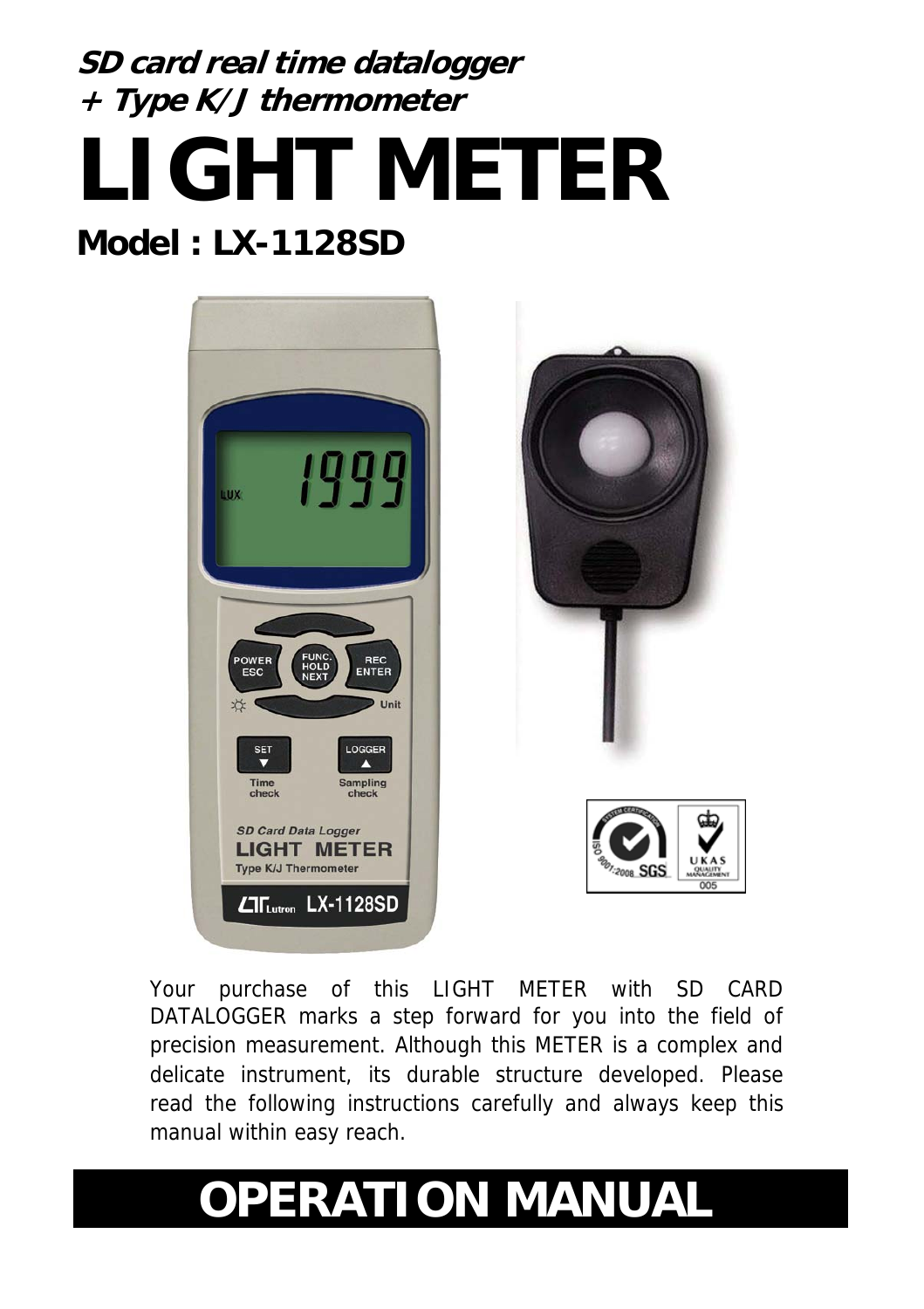***SD card real time datalogger***
***+ Type K/J thermometer***

# LIGHT METER

## Model : LX-1128SD

Your purchase of this LIGHT METER with SD CARD DATALOGGER marks a step forward for you into the field of precision measurement. Although this METER is a complex and delicate instrument, its durable structure developed. Please read the following instructions carefully and always keep this manual within easy reach.

# OPERATION MANUAL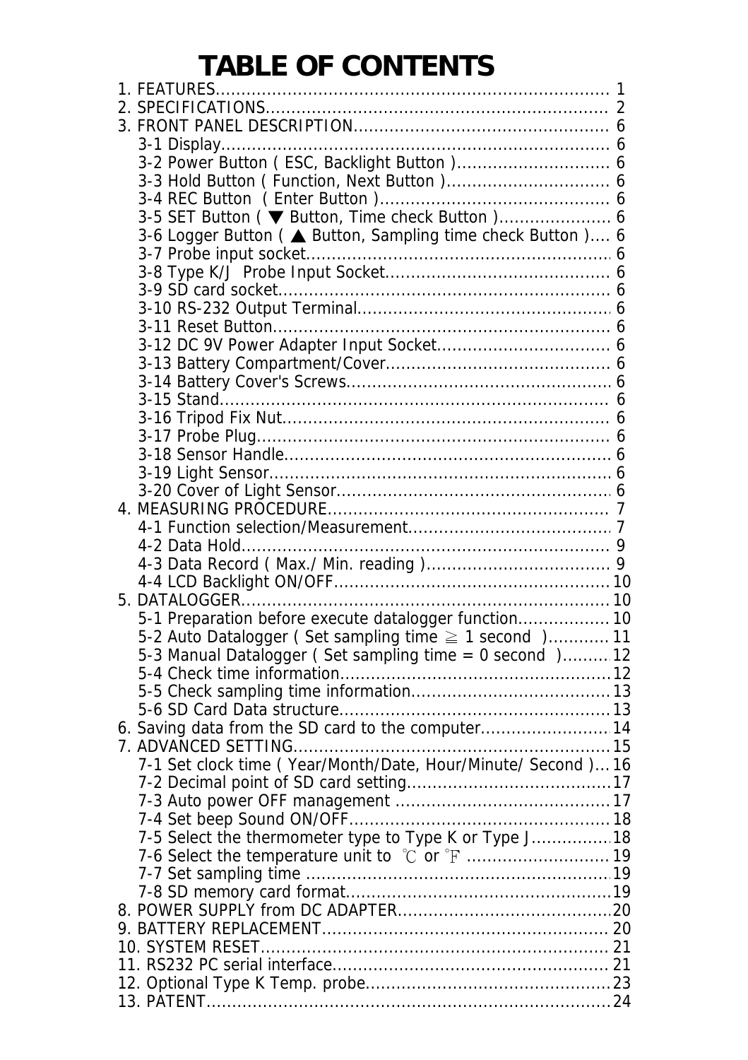# TABLE OF CONTENTS

1. FEATURES........................................................................ 1
2. SPECIFICATIONS.............................................................. 2
3. FRONT PANEL DESCRIPTION............................................... 6
    - 3-1 Display........................................................................ 6
    - 3-2 Power Button ( ESC, Backlight Button )............................ 6
    - 3-3 Hold Button ( Function, Next Button )............................... 6
    - 3-4 REC Button ( Enter Button )........................................... 6
    - 3-5 SET Button ( ▼ Button, Time check Button )...................... 6
    - 3-6 Logger Button ( ▲ Button, Sampling time check Button ).... 6
    - 3-7 Probe input socket......................................................... 6
    - 3-8 Type K/J Probe Input Socket........................................... 6
    - 3-9 SD card socket.............................................................. 6
    - 3-10 RS-232 Output Terminal................................................ 6
    - 3-11 Reset Button................................................................ 6
    - 3-12 DC 9V Power Adapter Input Socket................................. 6
    - 3-13 Battery Compartment/Cover........................................... 6
    - 3-14 Battery Cover's Screws.................................................. 6
    - 3-15 Stand.......................................................................... 6
    - 3-16 Tripod Fix Nut.............................................................. 6
    - 3-17 Probe Plug.................................................................. 6
    - 3-18 Sensor Handle.............................................................. 6
    - 3-19 Light Sensor................................................................ 6
    - 3-20 Cover of Light Sensor.................................................... 6
4. MEASURING PROCEDURE.................................................... 7
    - 4-1 Function selection/Measurement...................................... 7
    - 4-2 Data Hold...................................................................... 9
    - 4-3 Data Record ( Max./ Min. reading ).................................. 9
    - 4-4 LCD Backlight ON/OFF.................................................... 10
5. DATALOGGER..................................................................... 10
    - 5-1 Preparation before execute datalogger function................ 10
    - 5-2 Auto Datalogger ( Set sampling time ≧ 1 second )........... 11
    - 5-3 Manual Datalogger ( Set sampling time = 0 second )......... 12
    - 5-4 Check time information................................................... 12
    - 5-5 Check sampling time information..................................... 13
    - 5-6 SD Card Data structure................................................... 13
6. Saving data from the SD card to the computer......................... 14
7. ADVANCED SETTING.......................................................... 15
    - 7-1 Set clock time ( Year/Month/Date, Hour/Minute/ Second )... 16
    - 7-2 Decimal point of SD card setting...................................... 17
    - 7-3 Auto power OFF management ......................................... 17
    - 7-4 Set beep Sound ON/OFF................................................. 18
    - 7-5 Select the thermometer type to Type K or Type J............... 18
    - 7-6 Select the temperature unit to ℃ or ℉ ........................... 19
    - 7-7 Set sampling time .......................................................... 19
    - 7-8 SD memory card format.................................................. 19
8. POWER SUPPLY from DC ADAPTER........................................ 20
9. BATTERY REPLACEMENT...................................................... 20
10. SYSTEM RESET.................................................................. 21
11. RS232 PC serial interface.................................................... 21
12. Optional Type K Temp. probe............................................... 23
13. PATENT............................................................................ 24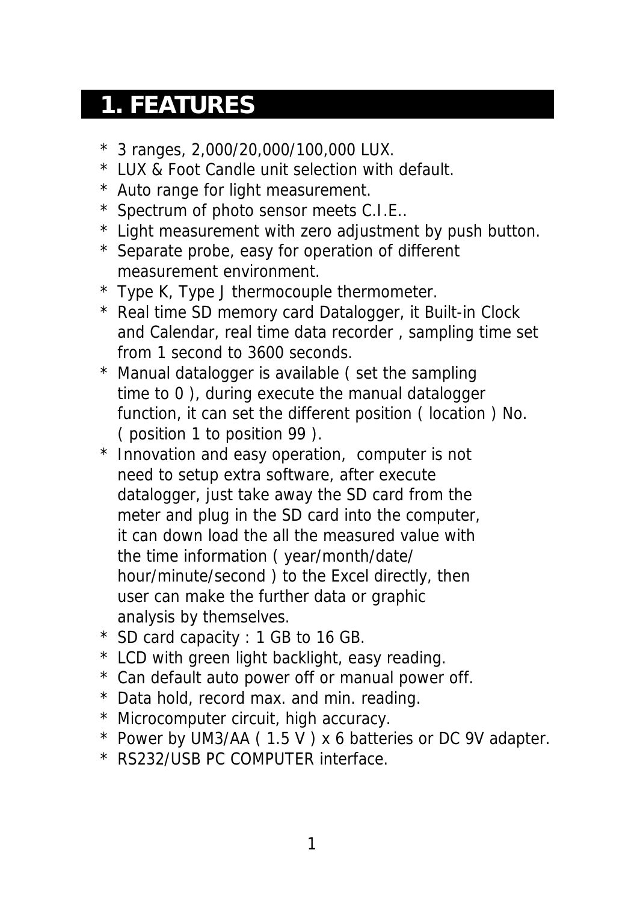# 1. FEATURES

* 3 ranges, 2,000/20,000/100,000 LUX.
* LUX & Foot Candle unit selection with default.
* Auto range for light measurement.
* Spectrum of photo sensor meets C.I.E..
* Light measurement with zero adjustment by push button.
* Separate probe, easy for operation of different measurement environment.
* Type K, Type J thermocouple thermometer.
* Real time SD memory card Datalogger, it Built-in Clock and Calendar, real time data recorder , sampling time set from 1 second to 3600 seconds.
* Manual datalogger is available ( set the sampling time to 0 ), during execute the manual datalogger function, it can set the different position ( location ) No. ( position 1 to position 99 ).
* Innovation and easy operation, computer is not need to setup extra software, after execute datalogger, just take away the SD card from the meter and plug in the SD card into the computer, it can down load the all the measured value with the time information ( year/month/date/ hour/minute/second ) to the Excel directly, then user can make the further data or graphic analysis by themselves.
* SD card capacity : 1 GB to 16 GB.
* LCD with green light backlight, easy reading.
* Can default auto power off or manual power off.
* Data hold, record max. and min. reading.
* Microcomputer circuit, high accuracy.
* Power by UM3/AA ( 1.5 V ) x 6 batteries or DC 9V adapter.
* RS232/USB PC COMPUTER interface.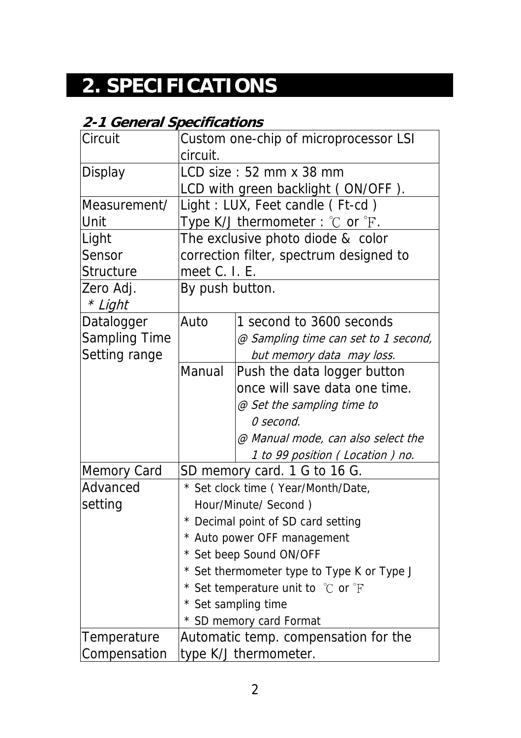# 2. SPECIFICATIONS

## *2-1 General Specifications*

| | | |
|---|---|---|
| Circuit | Custom one-chip of microprocessor LSI circuit. | |
| Display | LCD size : 52 mm x 38 mm<br>LCD with green backlight ( ON/OFF ). | |
| Measurement/ Unit | Light : LUX, Feet candle ( Ft-cd )<br>Type K/J thermometer : ℃ or ℉. | |
| Light Sensor Structure | The exclusive photo diode & color correction filter, spectrum designed to meet C. I. E. | |
| Zero Adj.<br>*\* Light* | By push button. | |
| Datalogger Sampling Time Setting range | Auto | 1 second to 3600 seconds<br>*@ Sampling time can set to 1 second, but memory data may loss.* |
| | Manual | Push the data logger button once will save data one time.<br>*@ Set the sampling time to 0 second.*<br>*@ Manual mode, can also select the 1 to 99 position ( Location ) no.* |
| Memory Card | SD memory card. 1 G to 16 G. | |
| Advanced setting | * Set clock time ( Year/Month/Date, Hour/Minute/ Second )<br>* Decimal point of SD card setting<br>* Auto power OFF management<br>* Set beep Sound ON/OFF<br>* Set thermometer type to Type K or Type J<br>* Set temperature unit to ℃ or ℉<br>* Set sampling time<br>* SD memory card Format | |
| Temperature Compensation | Automatic temp. compensation for the type K/J thermometer. | |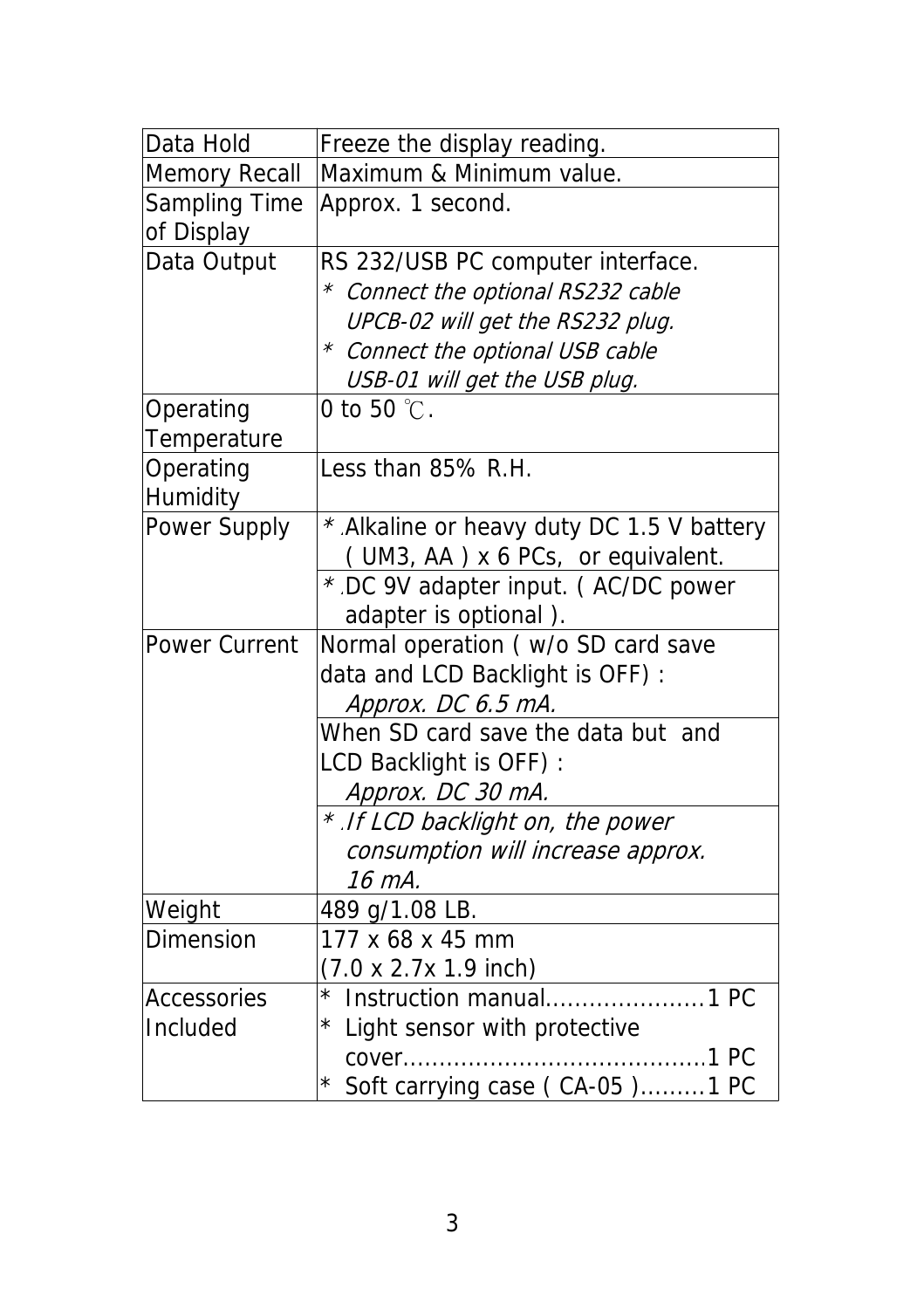| | |
|---|---|
| Data Hold | Freeze the display reading. |
| Memory Recall | Maximum & Minimum value. |
| Sampling Time of Display | Approx. 1 second. |
| Data Output | RS 232/USB PC computer interface.<br>*  *Connect the optional RS232 cable UPCB-02 will get the RS232 plug.*<br>*  *Connect the optional USB cable USB-01 will get the USB plug.* |
| Operating Temperature | 0 to 50 ℃. |
| Operating Humidity | Less than 85% R.H. |
| Power Supply | *.Alkaline or heavy duty DC 1.5 V battery ( UM3, AA ) x 6 PCs, or equivalent.<br>*.DC 9V adapter input. ( AC/DC power adapter is optional ). |
| Power Current | Normal operation ( w/o SD card save data and LCD Backlight is OFF) : *Approx. DC 6.5 mA.*<br>When SD card save the data but and LCD Backlight is OFF) : *Approx. DC 30 mA.*<br>*.*If LCD backlight on, the power consumption will increase approx. 16 mA.* |
| Weight | 489 g/1.08 LB. |
| Dimension | 177 x 68 x 45 mm<br>(7.0 x 2.7x 1.9 inch) |
| Accessories Included | * Instruction manual......................1 PC<br>* Light sensor with protective cover..........................................1 PC<br>* Soft carrying case ( CA-05 ).........1 PC |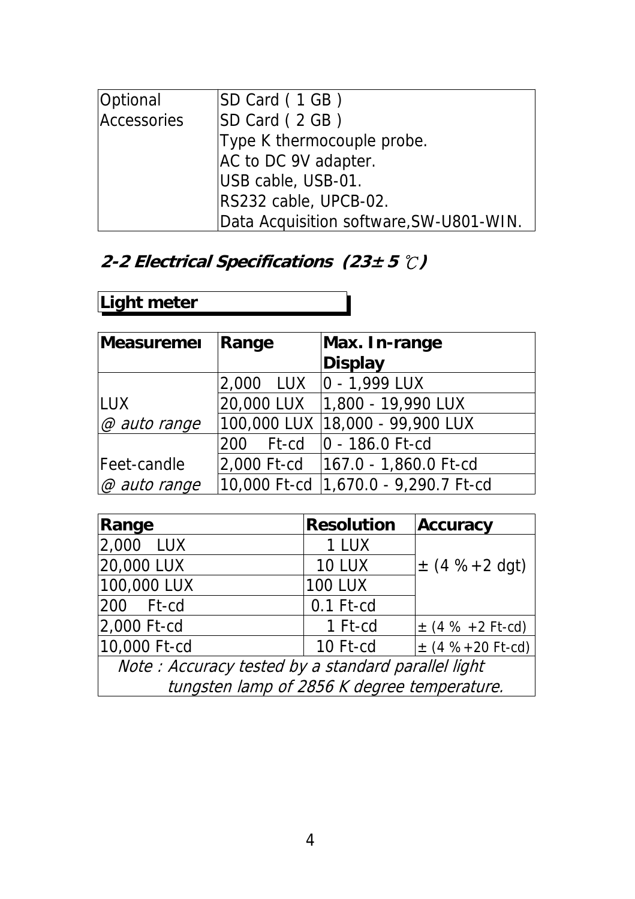| Optional Accessories | SD Card ( 1 GB )<br>SD Card ( 2 GB )<br>Type K thermocouple probe.<br>AC to DC 9V adapter.<br>USB cable, USB-01.<br>RS232 cable, UPCB-02.<br>Data Acquisition software,SW-U801-WIN. |
|---|---|

## *2-2 Electrical Specifications (23± 5 ℃)*

**Light meter**

| **Measuremeı** | **Range** | **Max. In-range Display** |
|---|---|---|
| LUX<br>*@ auto range* | 2,000 LUX | 0 - 1,999 LUX |
| | 20,000 LUX | 1,800 - 19,990 LUX |
| | 100,000 LUX | 18,000 - 99,900 LUX |
| Feet-candle<br>*@ auto range* | 200 Ft-cd | 0 - 186.0 Ft-cd |
| | 2,000 Ft-cd | 167.0 - 1,860.0 Ft-cd |
| | 10,000 Ft-cd | 1,670.0 - 9,290.7 Ft-cd |

| **Range** | **Resolution** | **Accuracy** |
|---|---|---|
| 2,000 LUX | 1 LUX | ± (4 % +2 dgt) |
| 20,000 LUX | 10 LUX | |
| 100,000 LUX | 100 LUX | |
| 200 Ft-cd | 0.1 Ft-cd | |
| 2,000 Ft-cd | 1 Ft-cd | ± (4 % +2 Ft-cd) |
| 10,000 Ft-cd | 10 Ft-cd | ± (4 % +20 Ft-cd) |
| *Note : Accuracy tested by a standard parallel light tungsten lamp of 2856 K degree temperature.* | | |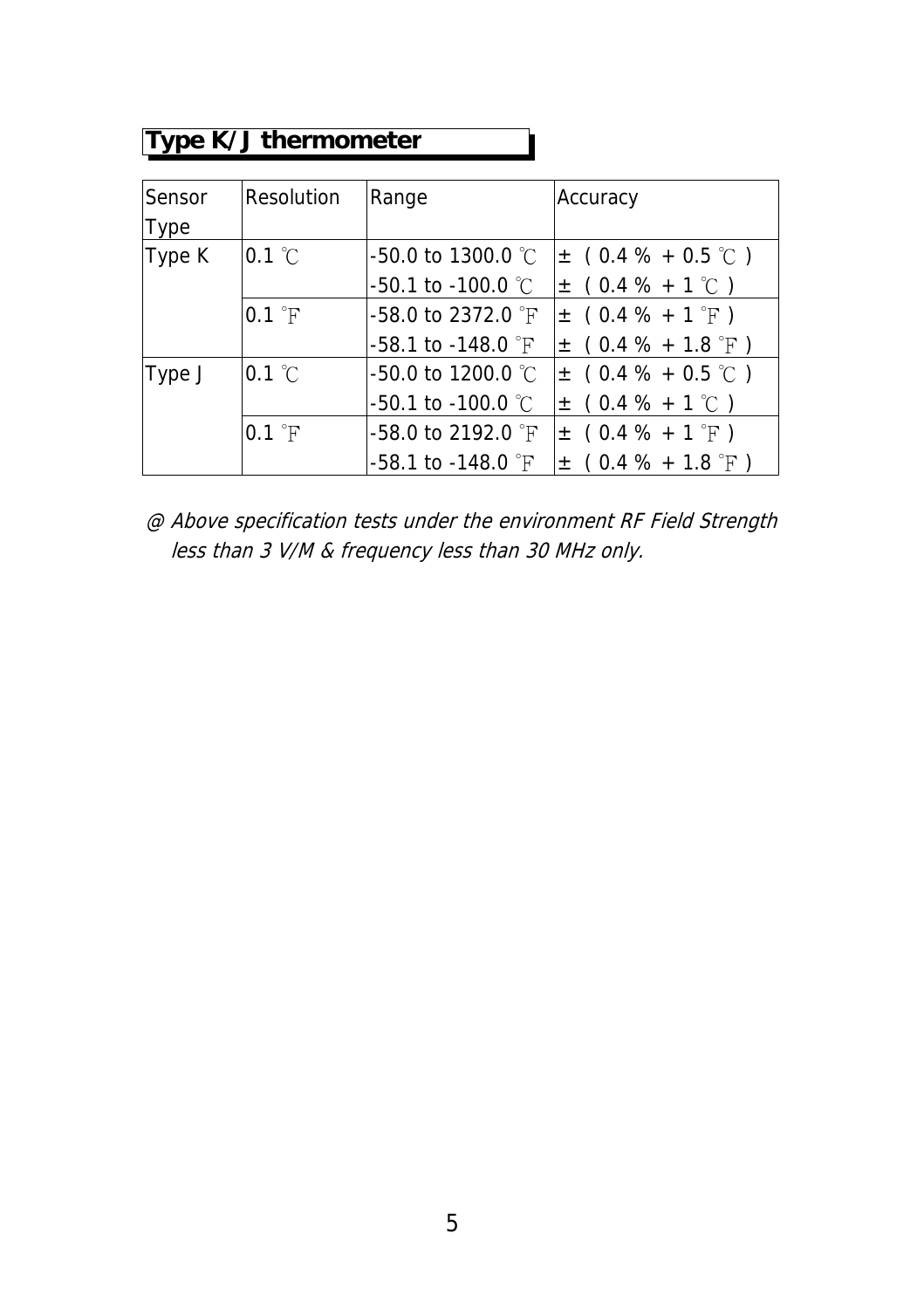## Type K/J thermometer

| Sensor Type | Resolution | Range | Accuracy |
|---|---|---|---|
| Type K | 0.1 ℃ | -50.0 to 1300.0 ℃ | ± ( 0.4 % + 0.5 ℃ ) |
| | | -50.1 to -100.0 ℃ | ± ( 0.4 % + 1 ℃ ) |
| | 0.1 ℉ | -58.0 to 2372.0 ℉ | ± ( 0.4 % + 1 ℉ ) |
| | | -58.1 to -148.0 ℉ | ± ( 0.4 % + 1.8 ℉ ) |
| Type J | 0.1 ℃ | -50.0 to 1200.0 ℃ | ± ( 0.4 % + 0.5 ℃ ) |
| | | -50.1 to -100.0 ℃ | ± ( 0.4 % + 1 ℃ ) |
| | 0.1 ℉ | -58.0 to 2192.0 ℉ | ± ( 0.4 % + 1 ℉ ) |
| | | -58.1 to -148.0 ℉ | ± ( 0.4 % + 1.8 ℉ ) |

*@ Above specification tests under the environment RF Field Strength less than 3 V/M & frequency less than 30 MHz only.*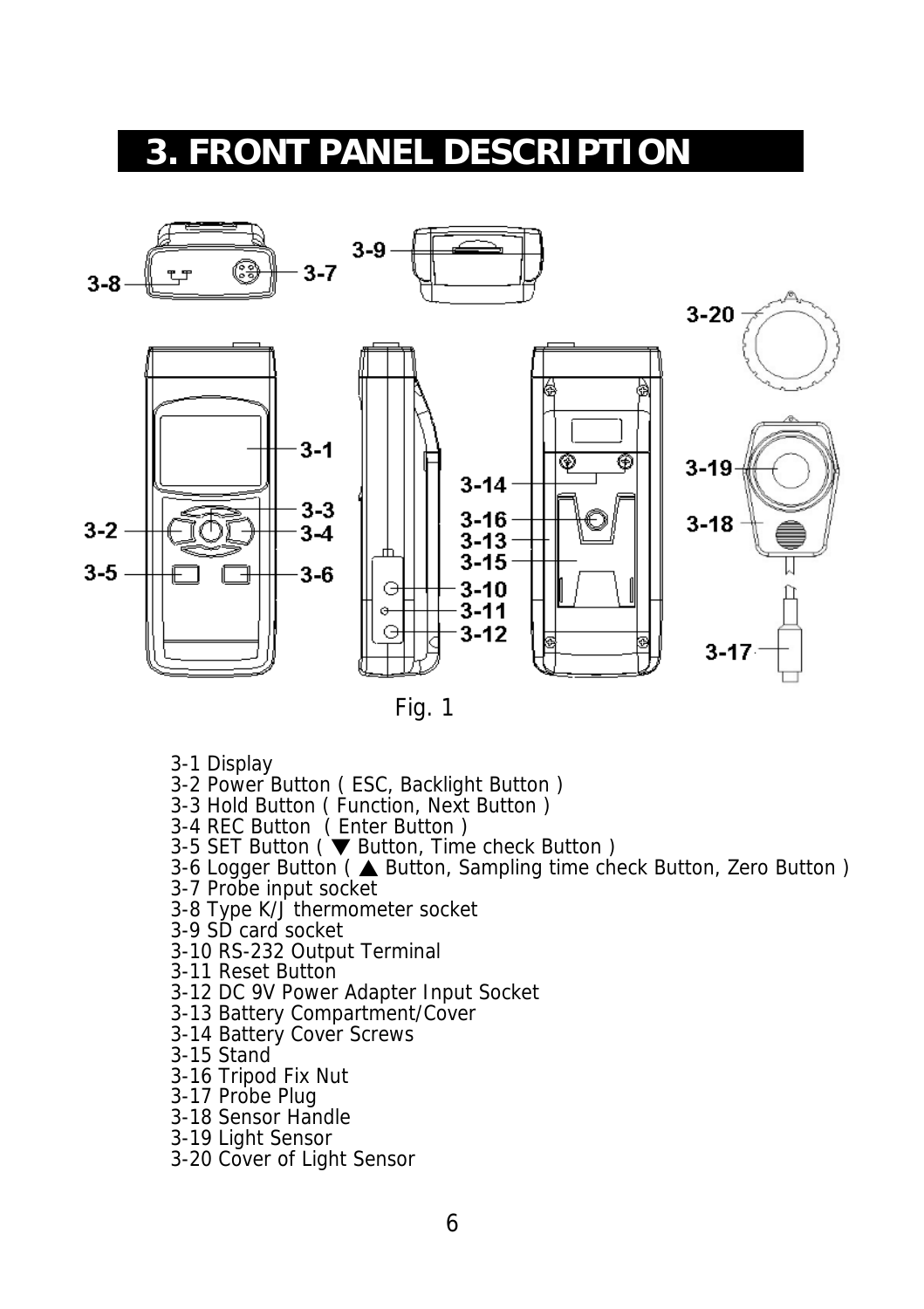# 3. FRONT PANEL DESCRIPTION

Fig. 1

3-1 Display
3-2 Power Button ( ESC, Backlight Button )
3-3 Hold Button ( Function, Next Button )
3-4 REC Button ( Enter Button )
3-5 SET Button ( ▼ Button, Time check Button )
3-6 Logger Button ( ▲ Button, Sampling time check Button, Zero Button )
3-7 Probe input socket
3-8 Type K/J thermometer socket
3-9 SD card socket
3-10 RS-232 Output Terminal
3-11 Reset Button
3-12 DC 9V Power Adapter Input Socket
3-13 Battery Compartment/Cover
3-14 Battery Cover Screws
3-15 Stand
3-16 Tripod Fix Nut
3-17 Probe Plug
3-18 Sensor Handle
3-19 Light Sensor
3-20 Cover of Light Sensor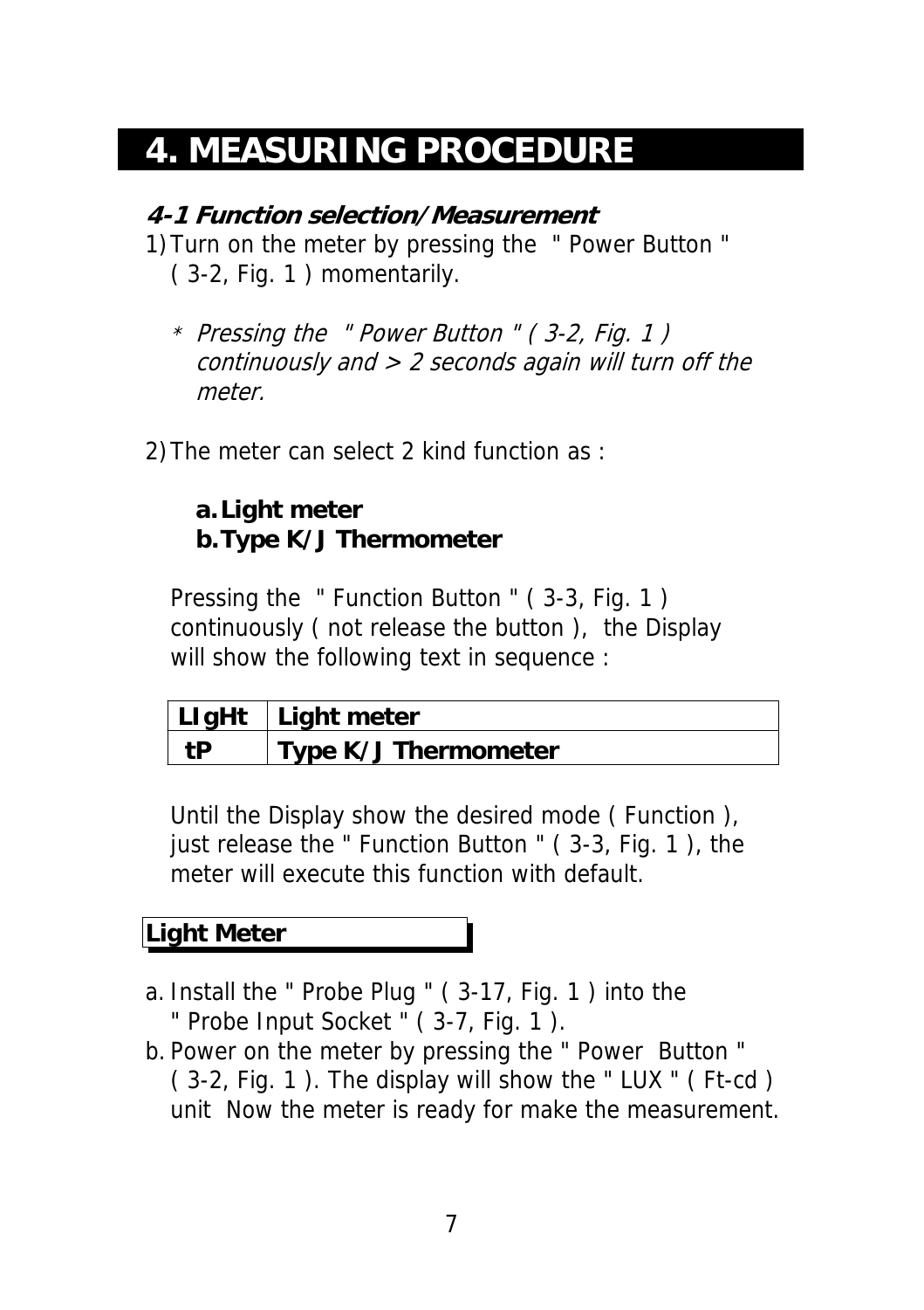# 4. MEASURING PROCEDURE

## *4-1 Function selection/Measurement*

1) Turn on the meter by pressing the " Power Button " ( 3-2, Fig. 1 ) momentarily.

   * *Pressing the " Power Button " ( 3-2, Fig. 1 ) continuously and > 2 seconds again will turn off the meter.*

2) The meter can select 2 kind function as :

   **a. Light meter**
   **b. Type K/J Thermometer**

   Pressing the " Function Button " ( 3-3, Fig. 1 ) continuously ( not release the button ), the Display will show the following text in sequence :

   | LIgHt | Light meter |
   |---|---|
   | tP | Type K/J Thermometer |

   Until the Display show the desired mode ( Function ), just release the " Function Button " ( 3-3, Fig. 1 ), the meter will execute this function with default.

**Light Meter**

a. Install the " Probe Plug " ( 3-17, Fig. 1 ) into the " Probe Input Socket " ( 3-7, Fig. 1 ).
b. Power on the meter by pressing the " Power Button " ( 3-2, Fig. 1 ). The display will show the " LUX " ( Ft-cd ) unit Now the meter is ready for make the measurement.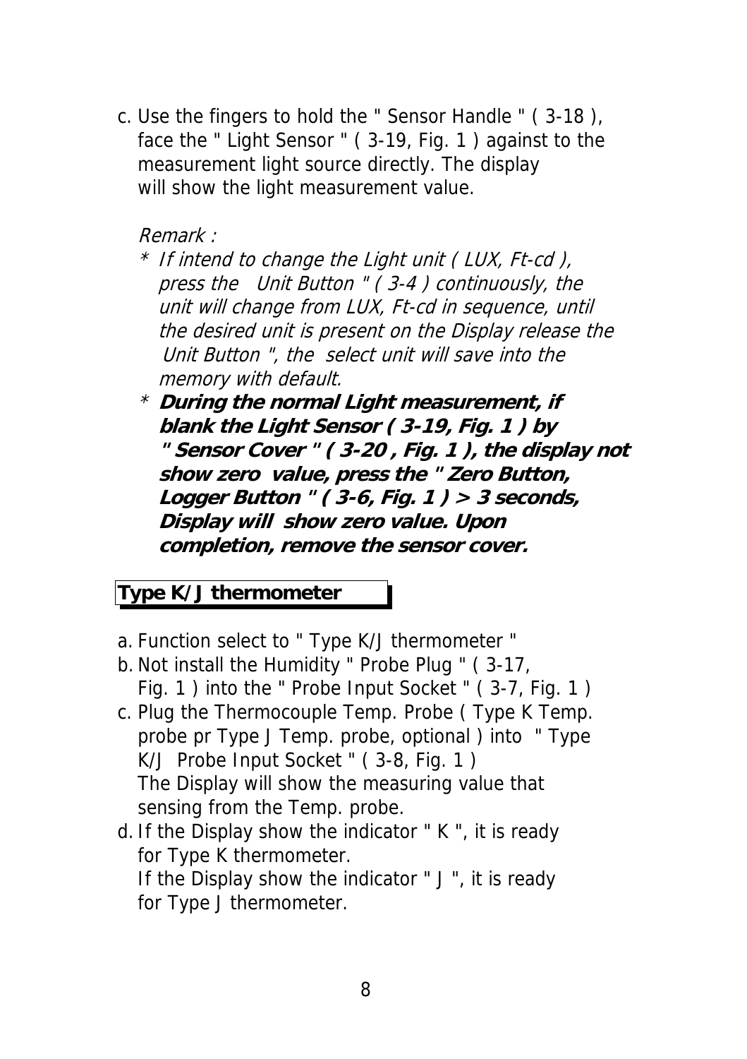c. Use the fingers to hold the " Sensor Handle " ( 3-18 ), face the " Light Sensor " ( 3-19, Fig. 1 ) against to the measurement light source directly. The display will show the light measurement value.

*Remark :*

*\* If intend to change the Light unit ( LUX, Ft-cd ), press the Unit Button " ( 3-4 ) continuously, the unit will change from LUX, Ft-cd in sequence, until the desired unit is present on the Display release the Unit Button ", the select unit will save into the memory with default.*

*\* **During the normal Light measurement, if blank the Light Sensor ( 3-19, Fig. 1 ) by " Sensor Cover " ( 3-20 , Fig. 1 ), the display not show zero value, press the " Zero Button, Logger Button " ( 3-6, Fig. 1 ) > 3 seconds, Display will show zero value. Upon completion, remove the sensor cover.***

## Type K/J thermometer

a. Function select to " Type K/J thermometer "

b. Not install the Humidity " Probe Plug " ( 3-17, Fig. 1 ) into the " Probe Input Socket " ( 3-7, Fig. 1 )

c. Plug the Thermocouple Temp. Probe ( Type K Temp. probe pr Type J Temp. probe, optional ) into " Type K/J Probe Input Socket " ( 3-8, Fig. 1 )
The Display will show the measuring value that sensing from the Temp. probe.

d. If the Display show the indicator " K ", it is ready for Type K thermometer.
If the Display show the indicator " J ", it is ready for Type J thermometer.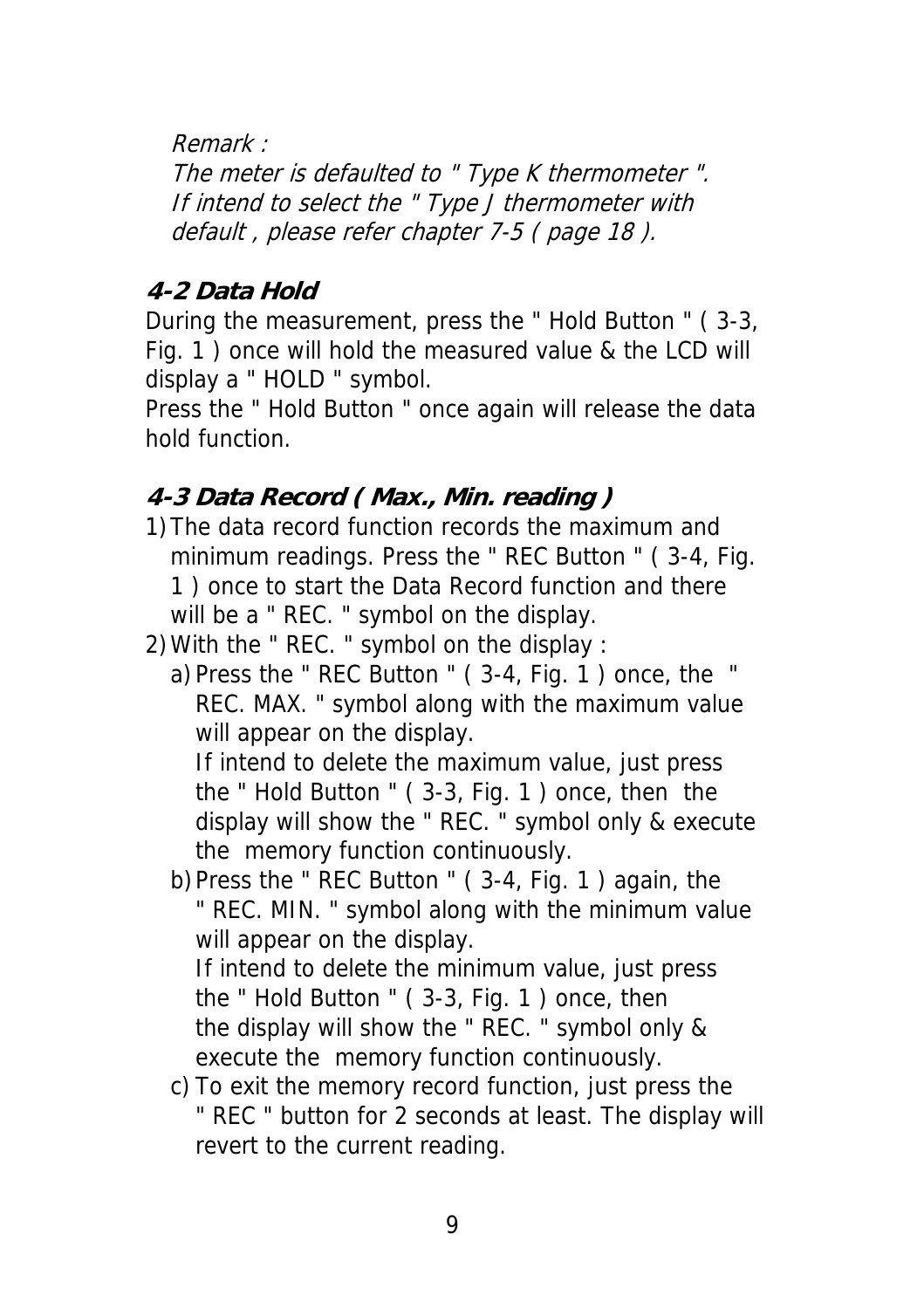*Remark :*
*The meter is defaulted to " Type K thermometer ".*
*If intend to select the " Type J thermometer with default , please refer chapter 7-5 ( page 18 ).*

## 4-2 Data Hold

During the measurement, press the " Hold Button " ( 3-3, Fig. 1 ) once will hold the measured value & the LCD will display a " HOLD " symbol.
Press the " Hold Button " once again will release the data hold function.

## 4-3 Data Record ( Max., Min. reading )

1) The data record function records the maximum and minimum readings. Press the " REC Button " ( 3-4, Fig. 1 ) once to start the Data Record function and there will be a " REC. " symbol on the display.
2) With the " REC. " symbol on the display :
   a) Press the " REC Button " ( 3-4, Fig. 1 ) once, the " REC. MAX. " symbol along with the maximum value will appear on the display.
      If intend to delete the maximum value, just press the " Hold Button " ( 3-3, Fig. 1 ) once, then the display will show the " REC. " symbol only & execute the memory function continuously.
   b) Press the " REC Button " ( 3-4, Fig. 1 ) again, the " REC. MIN. " symbol along with the minimum value will appear on the display.
      If intend to delete the minimum value, just press the " Hold Button " ( 3-3, Fig. 1 ) once, then the display will show the " REC. " symbol only & execute the memory function continuously.
   c) To exit the memory record function, just press the " REC " button for 2 seconds at least. The display will revert to the current reading.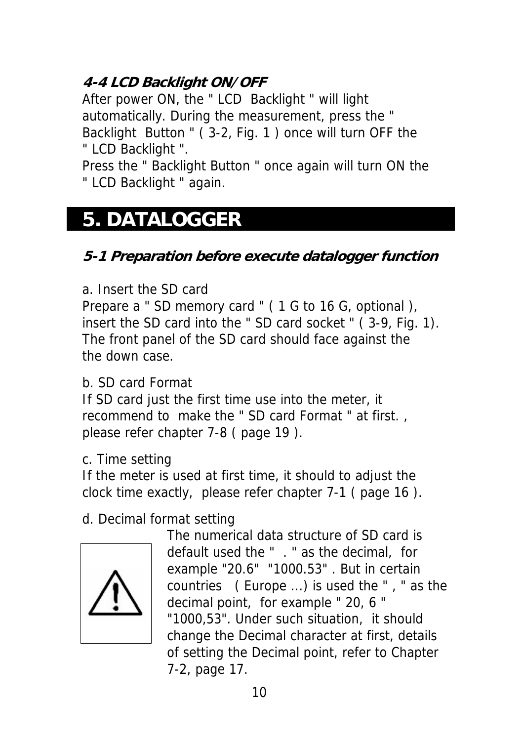### *4-4 LCD Backlight ON/OFF*

After power ON, the " LCD Backlight " will light automatically. During the measurement, press the " Backlight Button " ( 3-2, Fig. 1 ) once will turn OFF the " LCD Backlight ".
Press the " Backlight Button " once again will turn ON the " LCD Backlight " again.

# 5. DATALOGGER

### *5-1 Preparation before execute datalogger function*

a. Insert the SD card
Prepare a " SD memory card " ( 1 G to 16 G, optional ), insert the SD card into the " SD card socket " ( 3-9, Fig. 1). The front panel of the SD card should face against the the down case.

b. SD card Format
If SD card just the first time use into the meter, it recommend to make the " SD card Format " at first. , please refer chapter 7-8 ( page 19 ).

c. Time setting
If the meter is used at first time, it should to adjust the clock time exactly, please refer chapter 7-1 ( page 16 ).

d. Decimal format setting
The numerical data structure of SD card is default used the " . " as the decimal, for example "20.6" "1000.53" . But in certain countries ( Europe ...) is used the " , " as the decimal point, for example " 20, 6 " "1000,53". Under such situation, it should change the Decimal character at first, details of setting the Decimal point, refer to Chapter 7-2, page 17.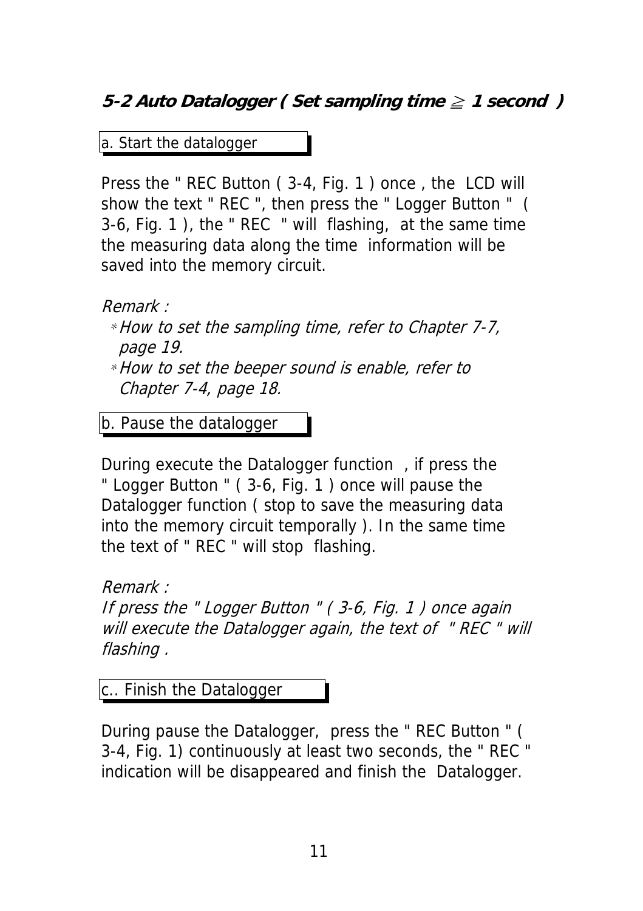## *5-2 Auto Datalogger ( Set sampling time ≧ 1 second )*

a. Start the datalogger

Press the " REC Button ( 3-4, Fig. 1 ) once , the LCD will show the text " REC ", then press the " Logger Button " ( 3-6, Fig. 1 ), the " REC " will flashing, at the same time the measuring data along the time information will be saved into the memory circuit.

*Remark :*

- *How to set the sampling time, refer to Chapter 7-7, page 19.*
- *How to set the beeper sound is enable, refer to Chapter 7-4, page 18.*

b. Pause the datalogger

During execute the Datalogger function , if press the " Logger Button " ( 3-6, Fig. 1 ) once will pause the Datalogger function ( stop to save the measuring data into the memory circuit temporally ). In the same time the text of " REC " will stop flashing.

*Remark :*

*If press the " Logger Button " ( 3-6, Fig. 1 ) once again will execute the Datalogger again, the text of " REC " will flashing .*

c.. Finish the Datalogger

During pause the Datalogger, press the " REC Button " ( 3-4, Fig. 1) continuously at least two seconds, the " REC " indication will be disappeared and finish the Datalogger.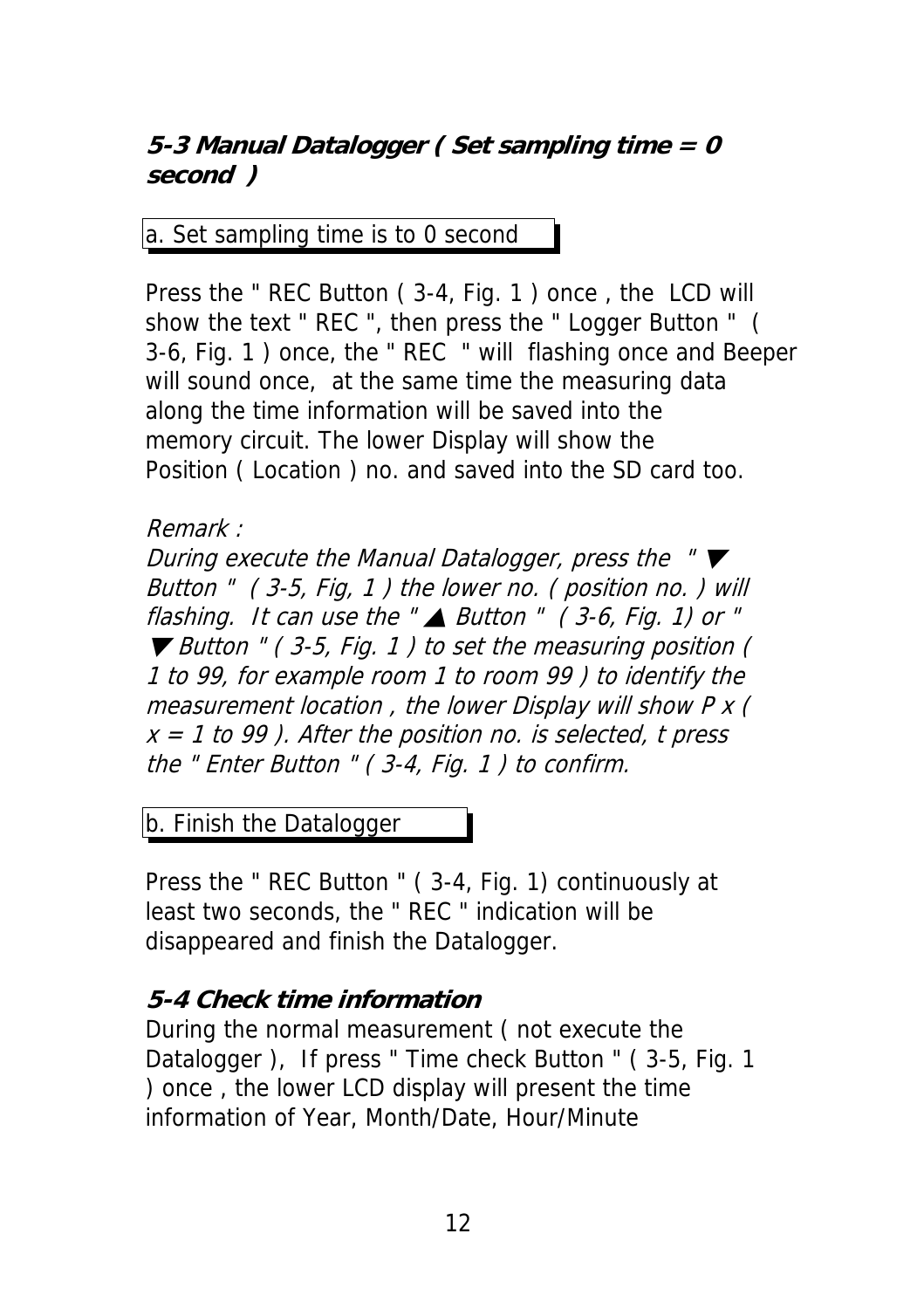### *5-3 Manual Datalogger ( Set sampling time = 0 second )*

a. Set sampling time is to 0 second

Press the " REC Button ( 3-4, Fig. 1 ) once , the LCD will show the text " REC ", then press the " Logger Button " ( 3-6, Fig. 1 ) once, the " REC " will flashing once and Beeper will sound once, at the same time the measuring data along the time information will be saved into the memory circuit. The lower Display will show the Position ( Location ) no. and saved into the SD card too.

*Remark :*
*During execute the Manual Datalogger, press the " ▼ Button " ( 3-5, Fig, 1 ) the lower no. ( position no. ) will flashing. It can use the " ▲ Button " ( 3-6, Fig. 1) or " ▼ Button " ( 3-5, Fig. 1 ) to set the measuring position ( 1 to 99, for example room 1 to room 99 ) to identify the measurement location , the lower Display will show P x ( x = 1 to 99 ). After the position no. is selected, t press the " Enter Button " ( 3-4, Fig. 1 ) to confirm.*

b. Finish the Datalogger

Press the " REC Button " ( 3-4, Fig. 1) continuously at least two seconds, the " REC " indication will be disappeared and finish the Datalogger.

### *5-4 Check time information*

During the normal measurement ( not execute the Datalogger ), If press " Time check Button " ( 3-5, Fig. 1 ) once , the lower LCD display will present the time information of Year, Month/Date, Hour/Minute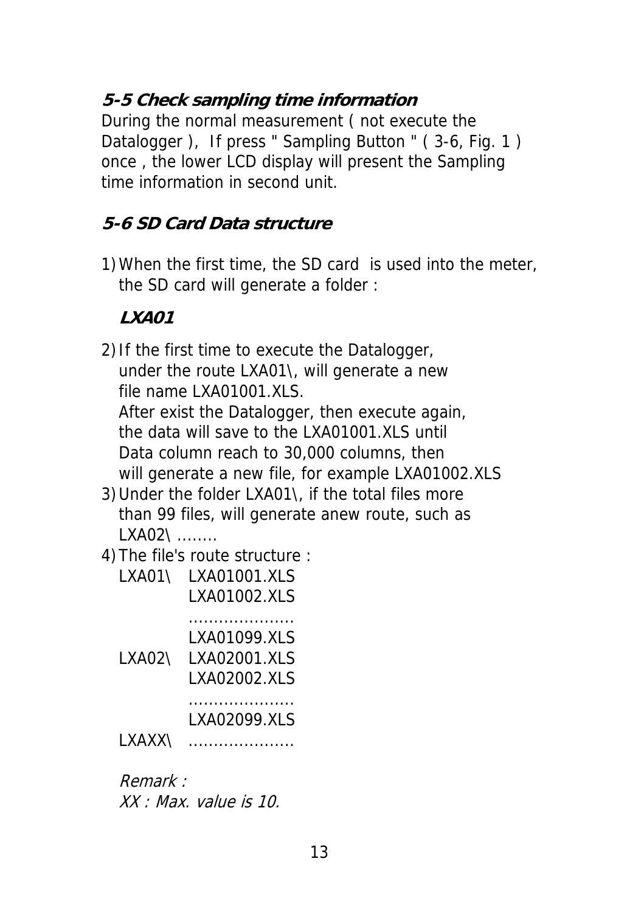**5-5 Check sampling time information**

During the normal measurement ( not execute the Datalogger ), If press " Sampling Button " ( 3-6, Fig. 1 ) once , the lower LCD display will present the Sampling time information in second unit.

**5-6 SD Card Data structure**

1) When the first time, the SD card is used into the meter, the SD card will generate a folder :

   **LXA01**

2) If the first time to execute the Datalogger, under the route LXA01\, will generate a new file name LXA01001.XLS.
   After exist the Datalogger, then execute again, the data will save to the LXA01001.XLS until Data column reach to 30,000 columns, then will generate a new file, for example LXA01002.XLS
3) Under the folder LXA01\, if the total files more than 99 files, will generate anew route, such as LXA02\ ........
4) The file's route structure :

```
LXA01\   LXA01001.XLS
         LXA01002.XLS
         ....................
         LXA01099.XLS
LXA02\   LXA02001.XLS
         LXA02002.XLS
         ....................
         LXA02099.XLS
LXAXX\   ....................
```

   *Remark :*
   *XX : Max. value is 10.*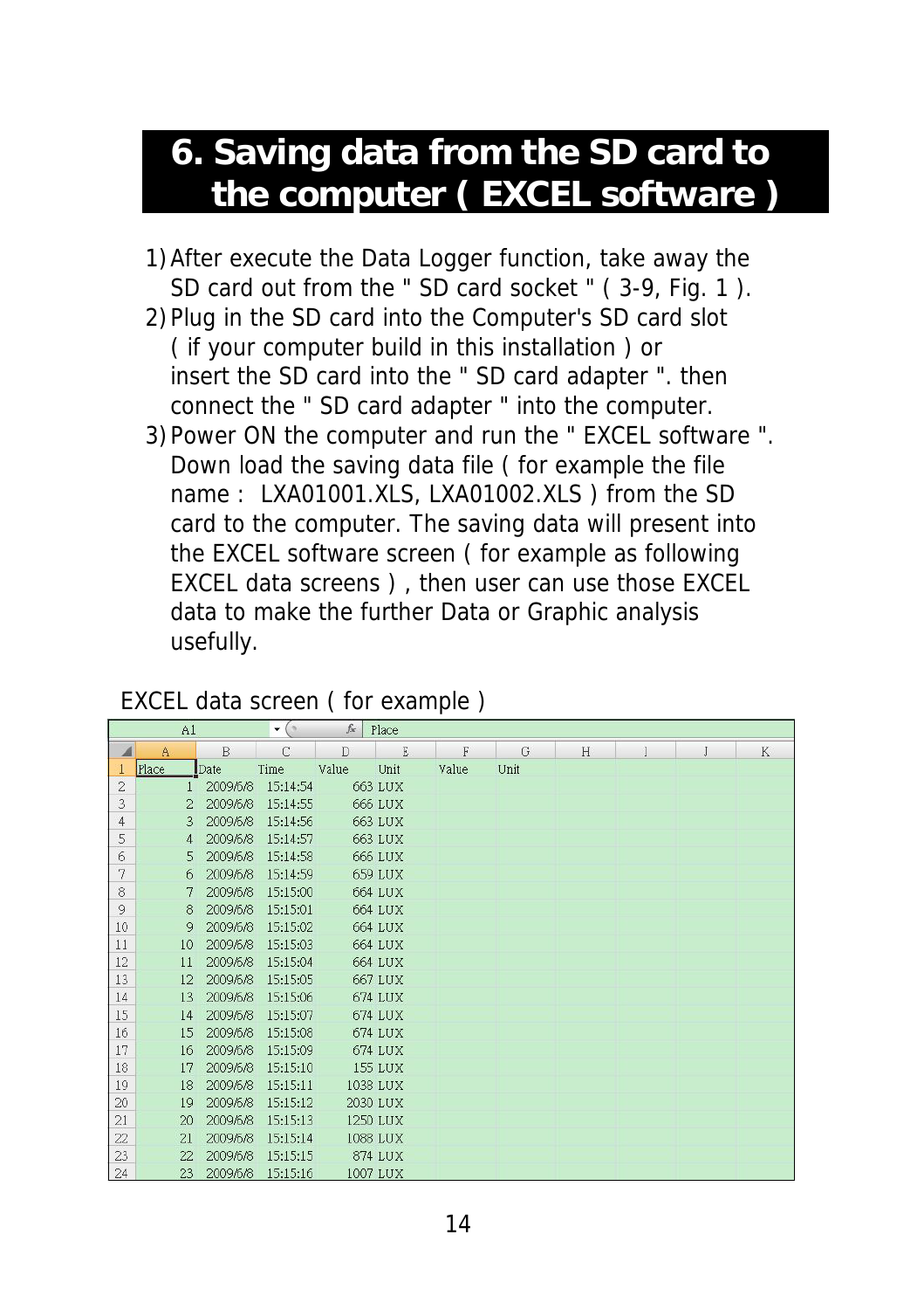# 6. Saving data from the SD card to the computer ( EXCEL software )

1) After execute the Data Logger function, take away the SD card out from the " SD card socket " ( 3-9, Fig. 1 ).
2) Plug in the SD card into the Computer's SD card slot ( if your computer build in this installation ) or insert the SD card into the " SD card adapter ". then connect the " SD card adapter " into the computer.
3) Power ON the computer and run the " EXCEL software ". Down load the saving data file ( for example the file name : LXA01001.XLS, LXA01002.XLS ) from the SD card to the computer. The saving data will present into the EXCEL software screen ( for example as following EXCEL data screens ) , then user can use those EXCEL data to make the further Data or Graphic analysis usefully.

EXCEL data screen ( for example )

| Place | Date | Time | Value | Unit | Value | Unit |
|---|---|---|---|---|---|---|
| 1 | 2009/6/8 | 15:14:54 | 663 | LUX | | |
| 2 | 2009/6/8 | 15:14:55 | 666 | LUX | | |
| 3 | 2009/6/8 | 15:14:56 | 663 | LUX | | |
| 4 | 2009/6/8 | 15:14:57 | 663 | LUX | | |
| 5 | 2009/6/8 | 15:14:58 | 666 | LUX | | |
| 6 | 2009/6/8 | 15:14:59 | 659 | LUX | | |
| 7 | 2009/6/8 | 15:15:00 | 664 | LUX | | |
| 8 | 2009/6/8 | 15:15:01 | 664 | LUX | | |
| 9 | 2009/6/8 | 15:15:02 | 664 | LUX | | |
| 10 | 2009/6/8 | 15:15:03 | 664 | LUX | | |
| 11 | 2009/6/8 | 15:15:04 | 664 | LUX | | |
| 12 | 2009/6/8 | 15:15:05 | 667 | LUX | | |
| 13 | 2009/6/8 | 15:15:06 | 674 | LUX | | |
| 14 | 2009/6/8 | 15:15:07 | 674 | LUX | | |
| 15 | 2009/6/8 | 15:15:08 | 674 | LUX | | |
| 16 | 2009/6/8 | 15:15:09 | 674 | LUX | | |
| 17 | 2009/6/8 | 15:15:10 | 155 | LUX | | |
| 18 | 2009/6/8 | 15:15:11 | 1038 | LUX | | |
| 19 | 2009/6/8 | 15:15:12 | 2030 | LUX | | |
| 20 | 2009/6/8 | 15:15:13 | 1250 | LUX | | |
| 21 | 2009/6/8 | 15:15:14 | 1088 | LUX | | |
| 22 | 2009/6/8 | 15:15:15 | 874 | LUX | | |
| 23 | 2009/6/8 | 15:15:16 | 1007 | LUX | | |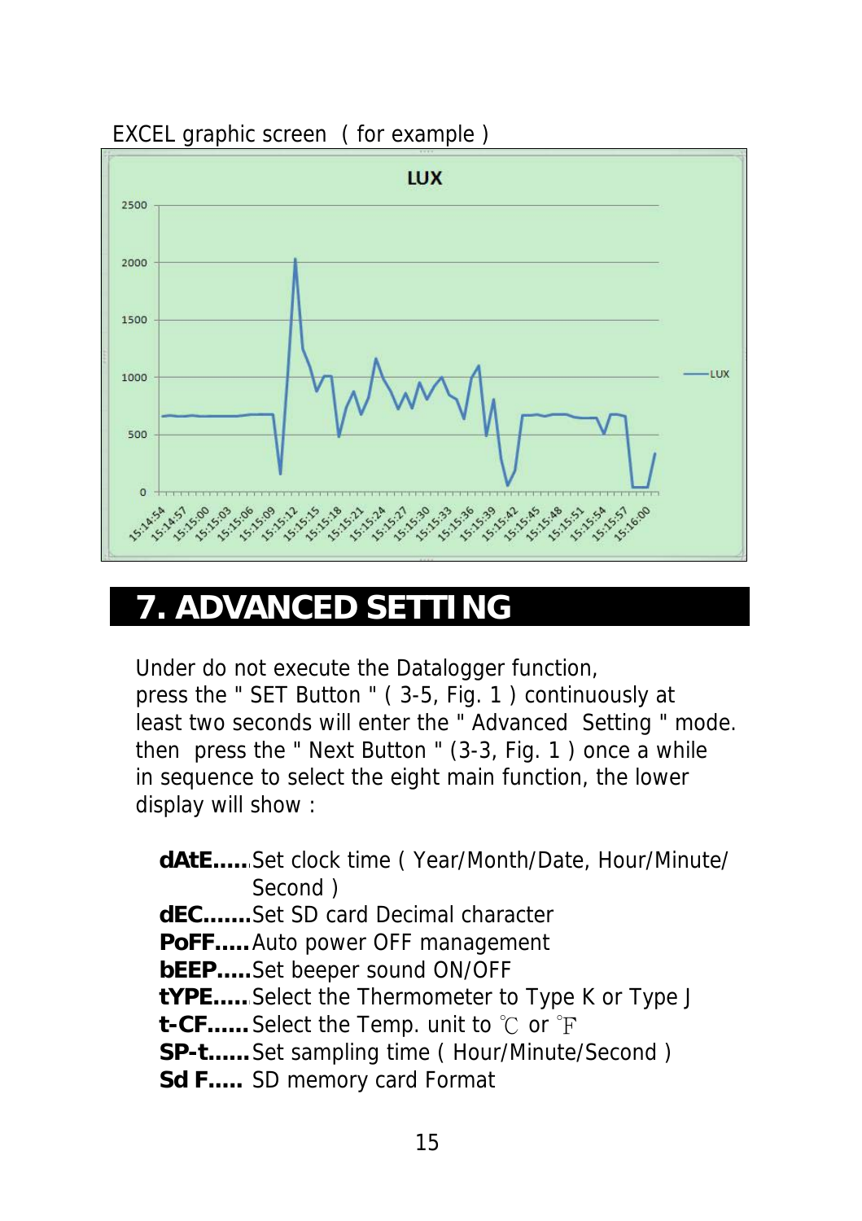EXCEL graphic screen ( for example )

# 7. ADVANCED SETTING

Under do not execute the Datalogger function, press the " SET Button " ( 3-5, Fig. 1 ) continuously at least two seconds will enter the " Advanced Setting " mode. then press the " Next Button " (3-3, Fig. 1 ) once a while in sequence to select the eight main function, the lower display will show :

**dAtE.....** Set clock time ( Year/Month/Date, Hour/Minute/ Second )
**dEC.......** Set SD card Decimal character
**PoFF.....** Auto power OFF management
**bEEP.....** Set beeper sound ON/OFF
**tYPE.....** Select the Thermometer to Type K or Type J
**t-CF......** Select the Temp. unit to ℃ or ℉
**SP-t......** Set sampling time ( Hour/Minute/Second )
**Sd F.....** SD memory card Format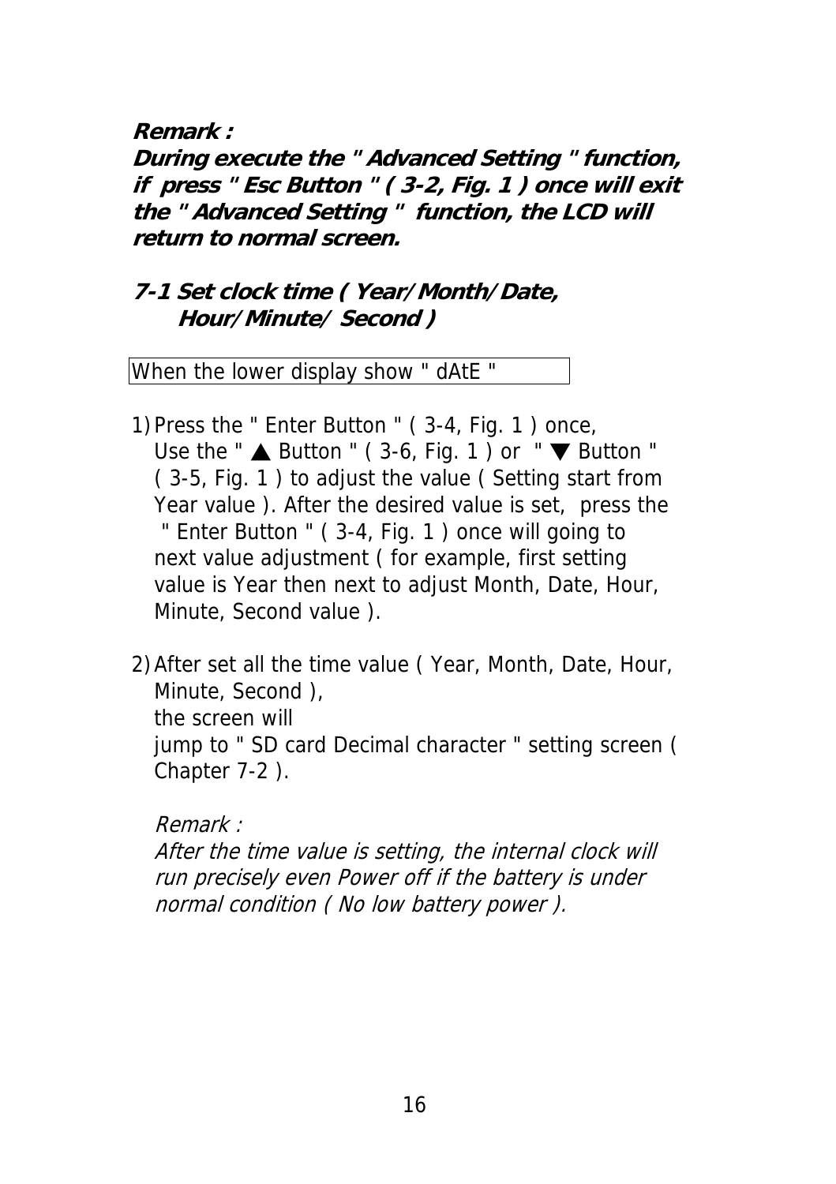***Remark :***
***During execute the " Advanced Setting " function, if press " Esc Button " ( 3-2, Fig. 1 ) once will exit the " Advanced Setting " function, the LCD will return to normal screen.***

### *7-1 Set clock time ( Year/Month/Date, Hour/Minute/ Second )*

When the lower display show " dAtE "

1) Press the " Enter Button " ( 3-4, Fig. 1 ) once, Use the " ▲ Button " ( 3-6, Fig. 1 ) or " ▼ Button " ( 3-5, Fig. 1 ) to adjust the value ( Setting start from Year value ). After the desired value is set, press the " Enter Button " ( 3-4, Fig. 1 ) once will going to next value adjustment ( for example, first setting value is Year then next to adjust Month, Date, Hour, Minute, Second value ).

2) After set all the time value ( Year, Month, Date, Hour, Minute, Second ), the screen will jump to " SD card Decimal character " setting screen ( Chapter 7-2 ).

   *Remark :*
   *After the time value is setting, the internal clock will run precisely even Power off if the battery is under normal condition ( No low battery power ).*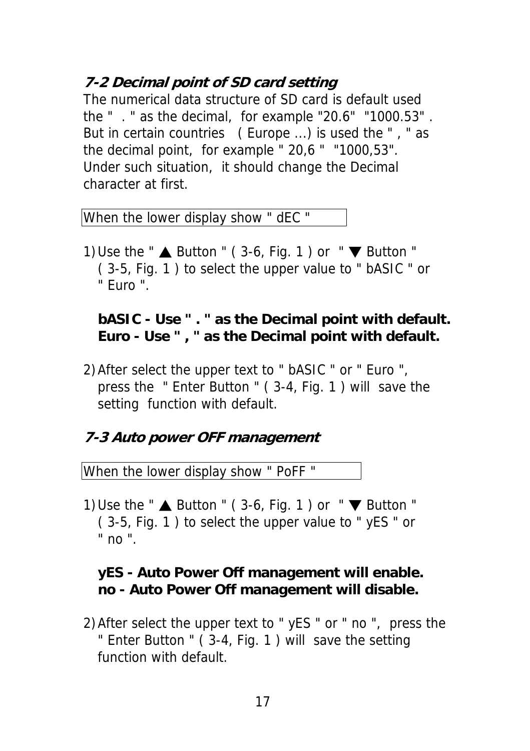### *7-2 Decimal point of SD card setting*

The numerical data structure of SD card is default used the " . " as the decimal, for example "20.6" "1000.53" . But in certain countries ( Europe ...) is used the " , " as the decimal point, for example " 20,6 " "1000,53". Under such situation, it should change the Decimal character at first.

| When the lower display show " dEC " |
|---|

1) Use the " ▲ Button " ( 3-6, Fig. 1 ) or " ▼ Button " ( 3-5, Fig. 1 ) to select the upper value to " bASIC " or " Euro ".

   **bASIC - Use " . " as the Decimal point with default.**
   **Euro - Use " , " as the Decimal point with default.**

2) After select the upper text to " bASIC " or " Euro ", press the " Enter Button " ( 3-4, Fig. 1 ) will save the setting function with default.

### *7-3 Auto power OFF management*

| When the lower display show " PoFF " |
|---|

1) Use the " ▲ Button " ( 3-6, Fig. 1 ) or " ▼ Button " ( 3-5, Fig. 1 ) to select the upper value to " yES " or " no ".

   **yES - Auto Power Off management will enable.**
   **no - Auto Power Off management will disable.**

2) After select the upper text to " yES " or " no ", press the " Enter Button " ( 3-4, Fig. 1 ) will save the setting function with default.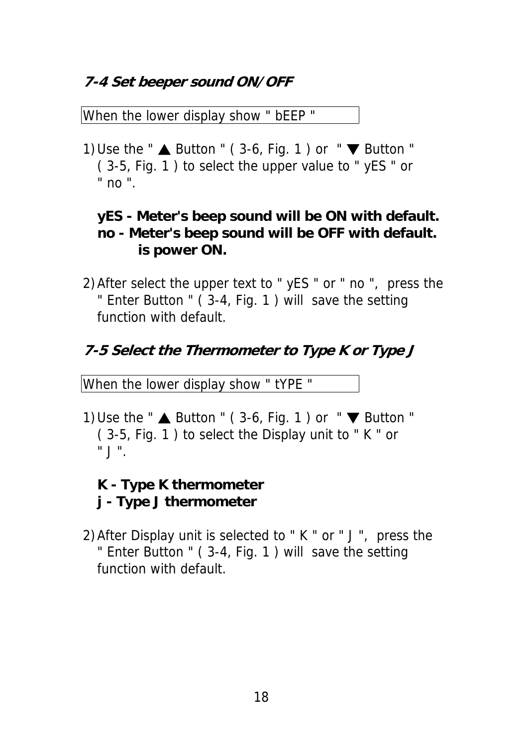### *7-4 Set beeper sound ON/OFF*

When the lower display show " bEEP "

1) Use the " ▲ Button " ( 3-6, Fig. 1 ) or " ▼ Button " ( 3-5, Fig. 1 ) to select the upper value to " yES " or " no ".

   **yES - Meter's beep sound will be ON with default.**
   **no - Meter's beep sound will be OFF with default. is power ON.**

2) After select the upper text to " yES " or " no ", press the " Enter Button " ( 3-4, Fig. 1 ) will save the setting function with default.

### *7-5 Select the Thermometer to Type K or Type J*

When the lower display show " tYPE "

1) Use the " ▲ Button " ( 3-6, Fig. 1 ) or " ▼ Button " ( 3-5, Fig. 1 ) to select the Display unit to " K " or " J ".

   **K - Type K thermometer**
   **j - Type J thermometer**

2) After Display unit is selected to " K " or " J ", press the " Enter Button " ( 3-4, Fig. 1 ) will save the setting function with default.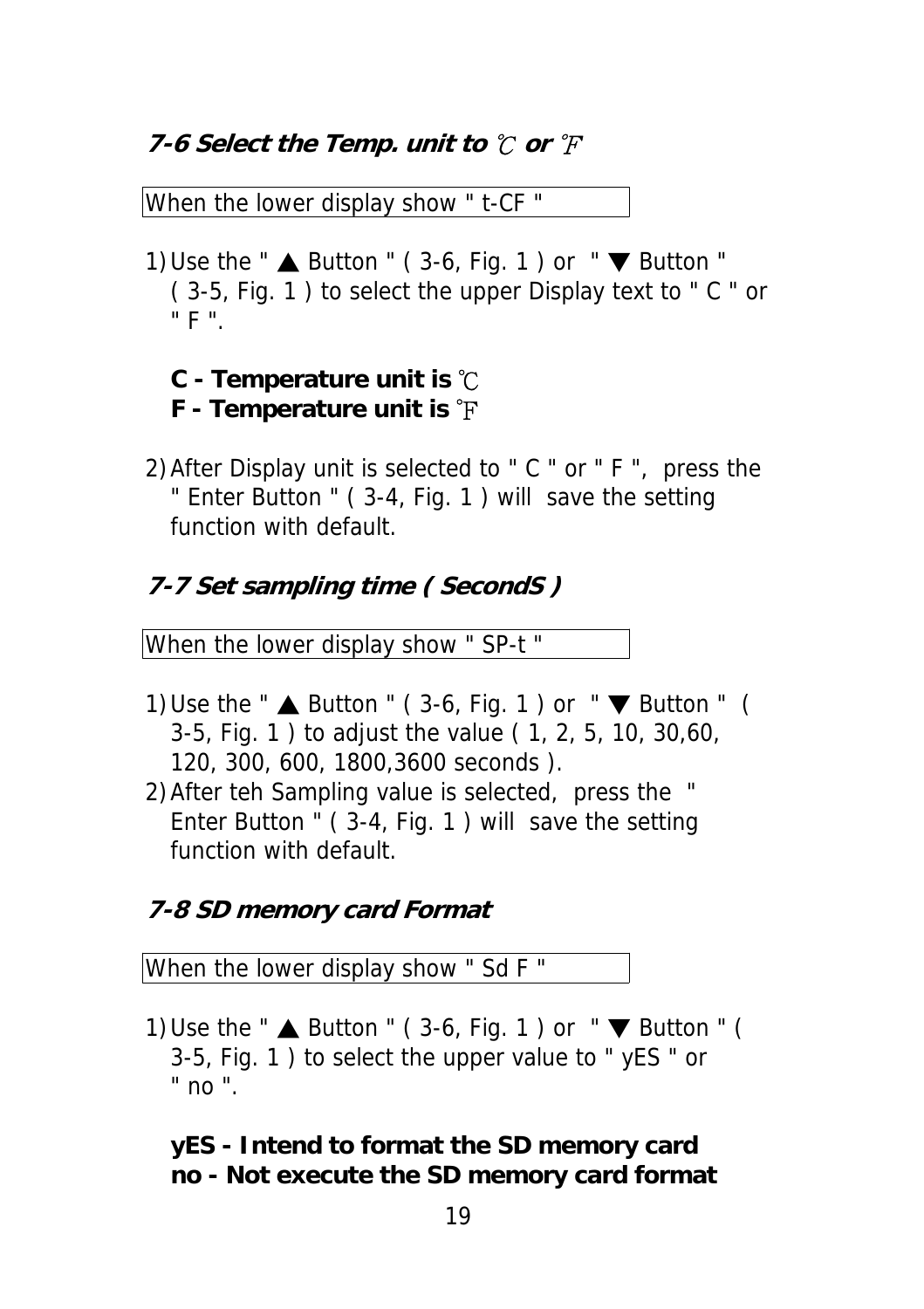### *7-6 Select the Temp. unit to ℃ or ℉*

When the lower display show " t-CF "

1) Use the " ▲ Button " ( 3-6, Fig. 1 ) or " ▼ Button " ( 3-5, Fig. 1 ) to select the upper Display text to " C " or " F ".

   **C - Temperature unit is ℃**
   **F - Temperature unit is ℉**

2) After Display unit is selected to " C " or " F ", press the " Enter Button " ( 3-4, Fig. 1 ) will save the setting function with default.

### *7-7 Set sampling time ( SecondS )*

When the lower display show " SP-t "

1) Use the " ▲ Button " ( 3-6, Fig. 1 ) or " ▼ Button " ( 3-5, Fig. 1 ) to adjust the value ( 1, 2, 5, 10, 30,60, 120, 300, 600, 1800,3600 seconds ).
2) After teh Sampling value is selected, press the " Enter Button " ( 3-4, Fig. 1 ) will save the setting function with default.

### *7-8 SD memory card Format*

When the lower display show " Sd F "

1) Use the " ▲ Button " ( 3-6, Fig. 1 ) or " ▼ Button " ( 3-5, Fig. 1 ) to select the upper value to " yES " or " no ".

   **yES - Intend to format the SD memory card**
   **no - Not execute the SD memory card format**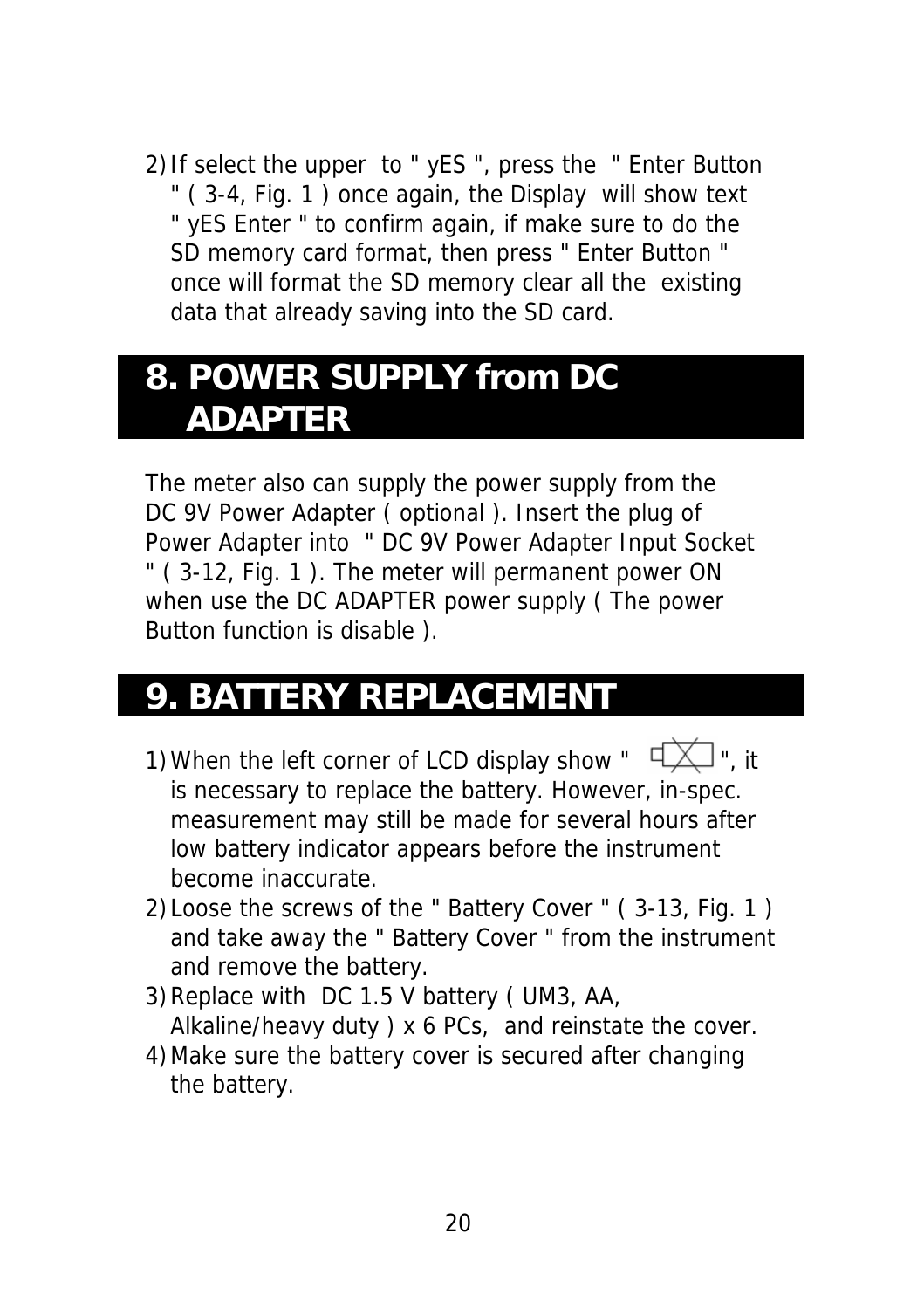2) If select the upper to " yES ", press the " Enter Button " ( 3-4, Fig. 1 ) once again, the Display will show text " yES Enter " to confirm again, if make sure to do the SD memory card format, then press " Enter Button " once will format the SD memory clear all the existing data that already saving into the SD card.

# 8. POWER SUPPLY from DC ADAPTER

The meter also can supply the power supply from the DC 9V Power Adapter ( optional ). Insert the plug of Power Adapter into " DC 9V Power Adapter Input Socket " ( 3-12, Fig. 1 ). The meter will permanent power ON when use the DC ADAPTER power supply ( The power Button function is disable ).

# 9. BATTERY REPLACEMENT

1) When the left corner of LCD display show " ", it is necessary to replace the battery. However, in-spec. measurement may still be made for several hours after low battery indicator appears before the instrument become inaccurate.
2) Loose the screws of the " Battery Cover " ( 3-13, Fig. 1 ) and take away the " Battery Cover " from the instrument and remove the battery.
3) Replace with DC 1.5 V battery ( UM3, AA, Alkaline/heavy duty ) x 6 PCs, and reinstate the cover.
4) Make sure the battery cover is secured after changing the battery.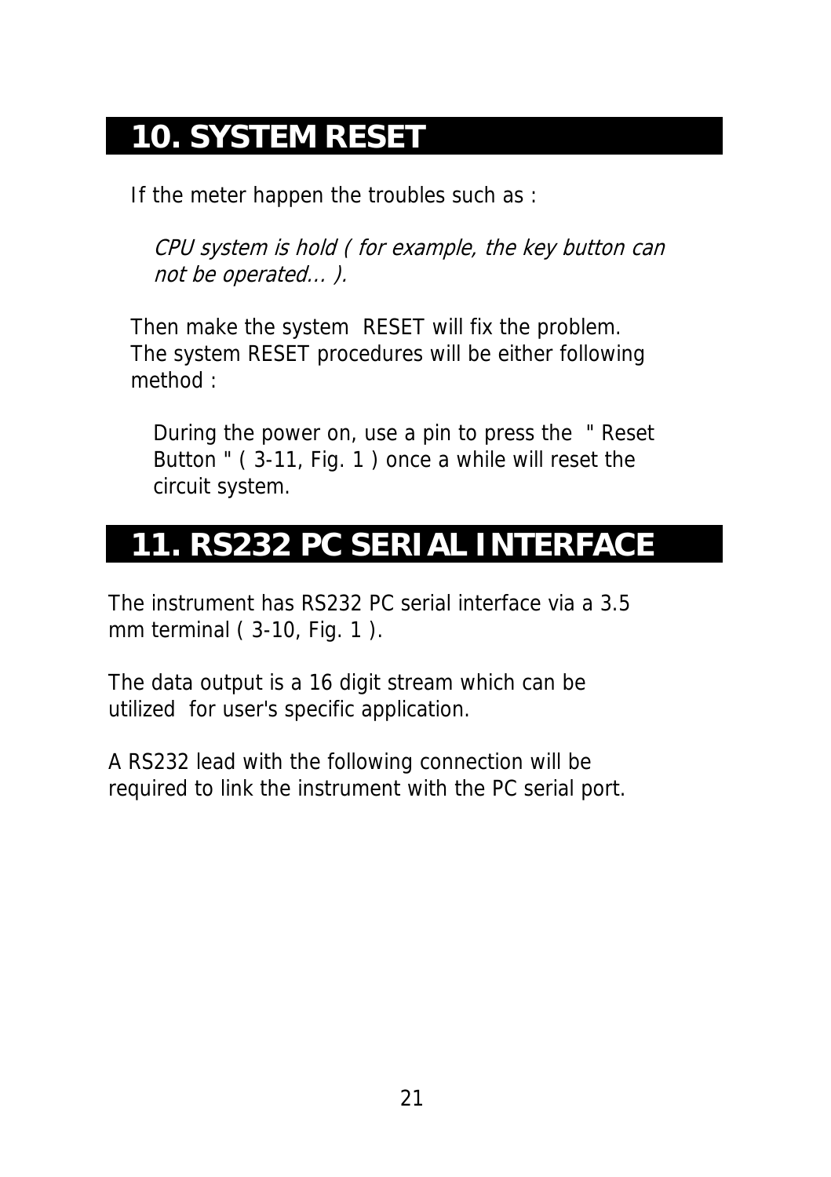# 10. SYSTEM RESET

If the meter happen the troubles such as :

*CPU system is hold ( for example, the key button can not be operated... ).*

Then make the system RESET will fix the problem.
The system RESET procedures will be either following method :

During the power on, use a pin to press the " Reset Button " ( 3-11, Fig. 1 ) once a while will reset the circuit system.

# 11. RS232 PC SERIAL INTERFACE

The instrument has RS232 PC serial interface via a 3.5 mm terminal ( 3-10, Fig. 1 ).

The data output is a 16 digit stream which can be utilized for user's specific application.

A RS232 lead with the following connection will be required to link the instrument with the PC serial port.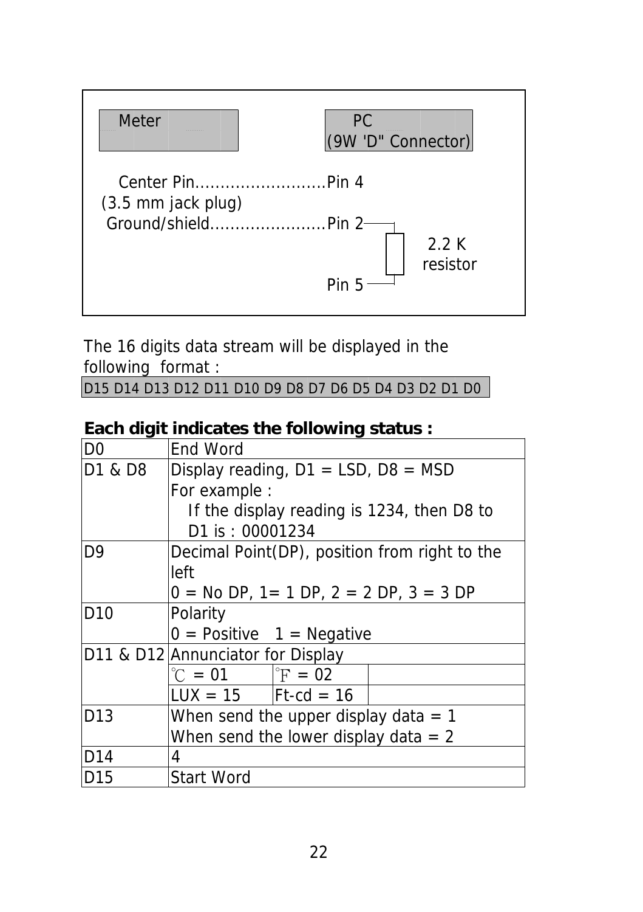| Meter | PC (9W 'D" Connector) |
|---|---|
| Center Pin (3.5 mm jack plug) | Pin 4 |
| Ground/shield | Pin 2 |
| | Pin 5 |

Pin 2 and Pin 5 are connected through a 2.2 K resistor.

The 16 digits data stream will be displayed in the following format :

D15 D14 D13 D12 D11 D10 D9 D8 D7 D6 D5 D4 D3 D2 D1 D0

**Each digit indicates the following status :**

| | | | |
|---|---|---|---|
| D0 | End Word | | |
| D1 & D8 | Display reading, D1 = LSD, D8 = MSD<br>For example :<br>If the display reading is 1234, then D8 to D1 is : 00001234 | | |
| D9 | Decimal Point(DP), position from right to the left<br>0 = No DP, 1= 1 DP, 2 = 2 DP, 3 = 3 DP | | |
| D10 | Polarity<br>0 = Positive 1 = Negative | | |
| D11 & D12 | Annunciator for Display | | |
| | ℃ = 01 | ℉ = 02 | |
| | LUX = 15 | Ft-cd = 16 | |
| D13 | When send the upper display data = 1<br>When send the lower display data = 2 | | |
| D14 | 4 | | |
| D15 | Start Word | | |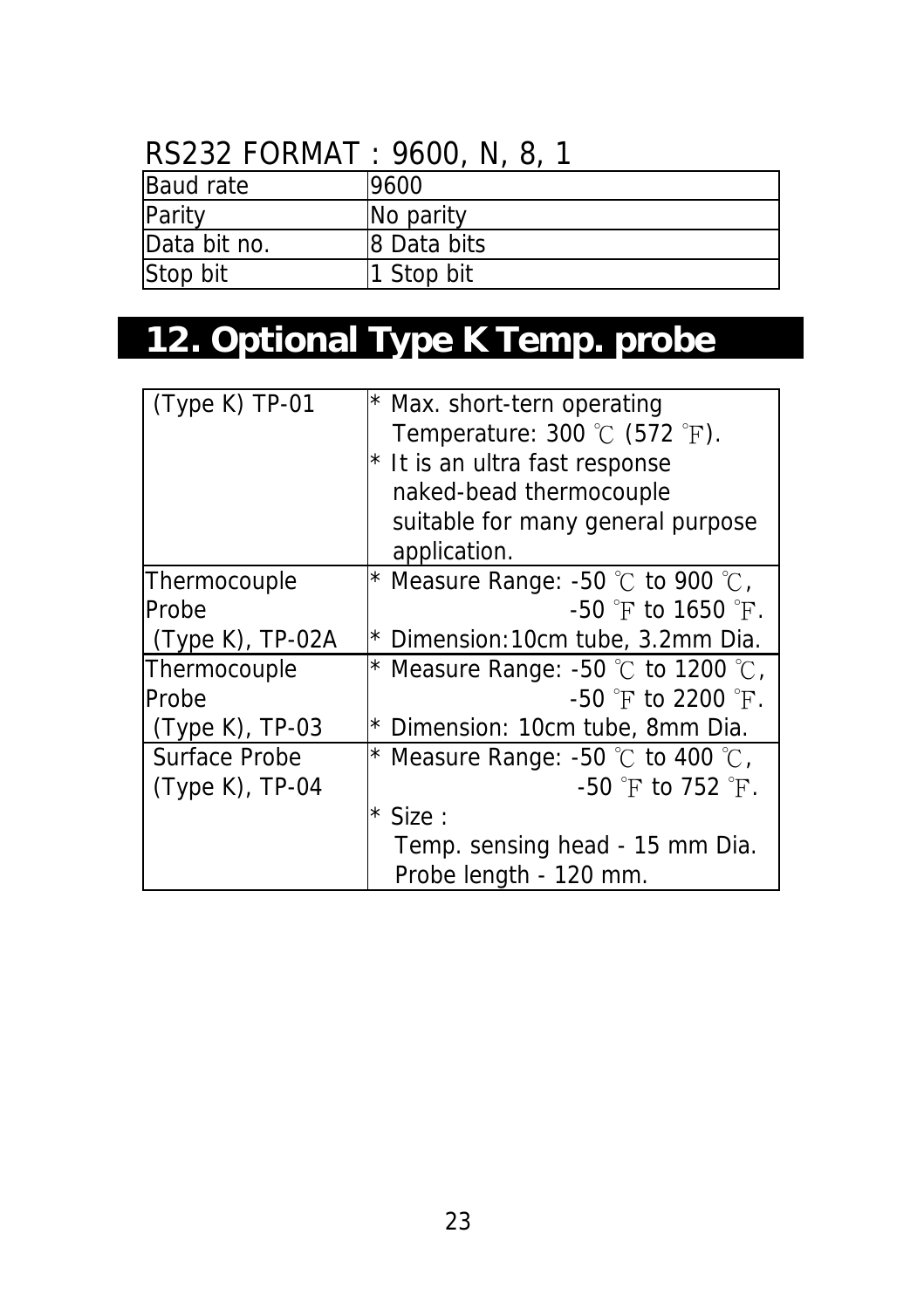RS232 FORMAT : 9600, N, 8, 1

| Baud rate | 9600 |
|---|---|
| Parity | No parity |
| Data bit no. | 8 Data bits |
| Stop bit | 1 Stop bit |

# 12. Optional Type K Temp. probe

| Probe | Description |
|---|---|
| (Type K) TP-01 | * Max. short-tern operating Temperature: 300 ℃ (572 ℉).<br>* It is an ultra fast response naked-bead thermocouple suitable for many general purpose application. |
| Thermocouple Probe (Type K), TP-02A | * Measure Range: -50 ℃ to 900 ℃, -50 ℉ to 1650 ℉.<br>* Dimension:10cm tube, 3.2mm Dia. |
| Thermocouple Probe (Type K), TP-03 | * Measure Range: -50 ℃ to 1200 ℃, -50 ℉ to 2200 ℉.<br>* Dimension: 10cm tube, 8mm Dia. |
| Surface Probe (Type K), TP-04 | * Measure Range: -50 ℃ to 400 ℃, -50 ℉ to 752 ℉.<br>* Size :<br>Temp. sensing head - 15 mm Dia.<br>Probe length - 120 mm. |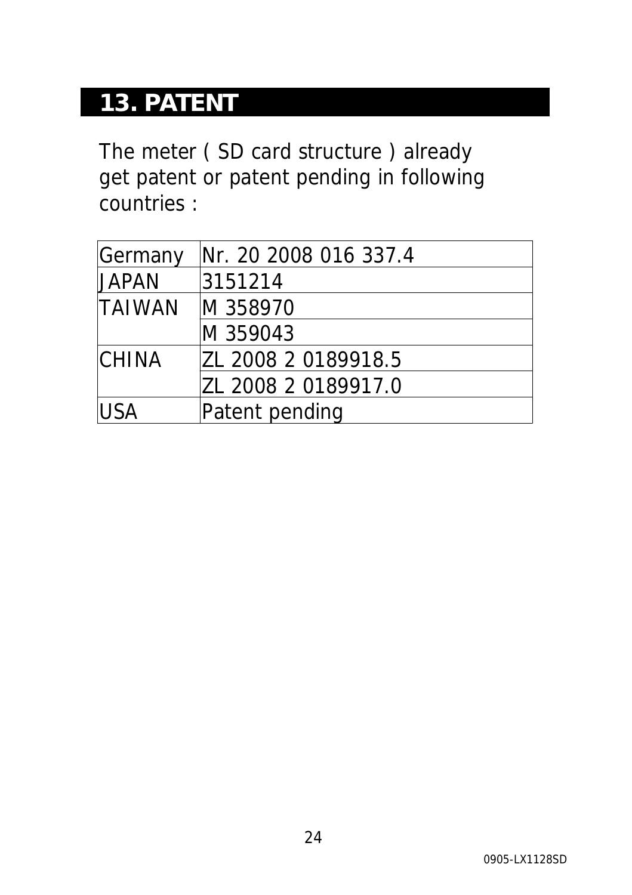# 13. PATENT

The meter ( SD card structure ) already get patent or patent pending in following countries :

| | |
|---|---|
| Germany | Nr. 20 2008 016 337.4 |
| JAPAN | 3151214 |
| TAIWAN | M 358970 |
| | M 359043 |
| CHINA | ZL 2008 2 0189918.5 |
| | ZL 2008 2 0189917.0 |
| USA | Patent pending |

0905-LX1128SD